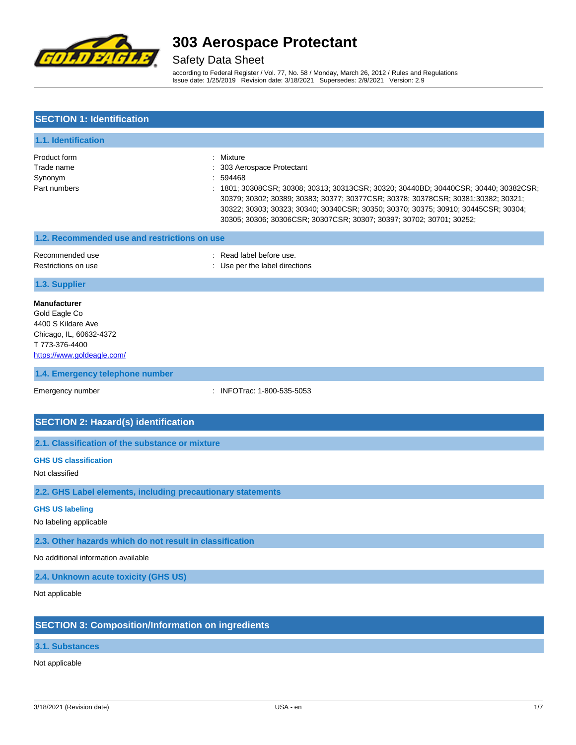# 303 Aerospace Protectant

Safety Data Sheet

according to Federal Register / Vol. 77, No. 58 / Monday, March 26, 2012 / Rules and Regulations
Issue date: 1/25/2019 Revision date: 3/18/2021 Supersedes: 2/9/2021 Version: 2.9

## SECTION 1: Identification

### 1.1. Identification

| | |
|---|---|
| Product form | : Mixture |
| Trade name | : 303 Aerospace Protectant |
| Synonym | : 594468 |
| Part numbers | : 1801; 30308CSR; 30308; 30313; 30313CSR; 30320; 30440BD; 30440CSR; 30440; 30382CSR; 30379; 30302; 30389; 30383; 30377; 30377CSR; 30378; 30378CSR; 30381;30382; 30321; 30322; 30303; 30323; 30340; 30340CSR; 30350; 30370; 30375; 30910; 30445CSR; 30304; 30305; 30306; 30306CSR; 30307CSR; 30307; 30397; 30702; 30701; 30252; |

### 1.2. Recommended use and restrictions on use

| | |
|---|---|
| Recommended use | : Read label before use. |
| Restrictions on use | : Use per the label directions |

### 1.3. Supplier

**Manufacturer**
Gold Eagle Co
4400 S Kildare Ave
Chicago, IL, 60632-4372
T 773-376-4400
https://www.goldeagle.com/

### 1.4. Emergency telephone number

| | |
|---|---|
| Emergency number | : INFOTrac: 1-800-535-5053 |

## SECTION 2: Hazard(s) identification

### 2.1. Classification of the substance or mixture

**GHS US classification**

Not classified

### 2.2. GHS Label elements, including precautionary statements

**GHS US labeling**

No labeling applicable

### 2.3. Other hazards which do not result in classification

No additional information available

### 2.4. Unknown acute toxicity (GHS US)

Not applicable

## SECTION 3: Composition/Information on ingredients

### 3.1. Substances

Not applicable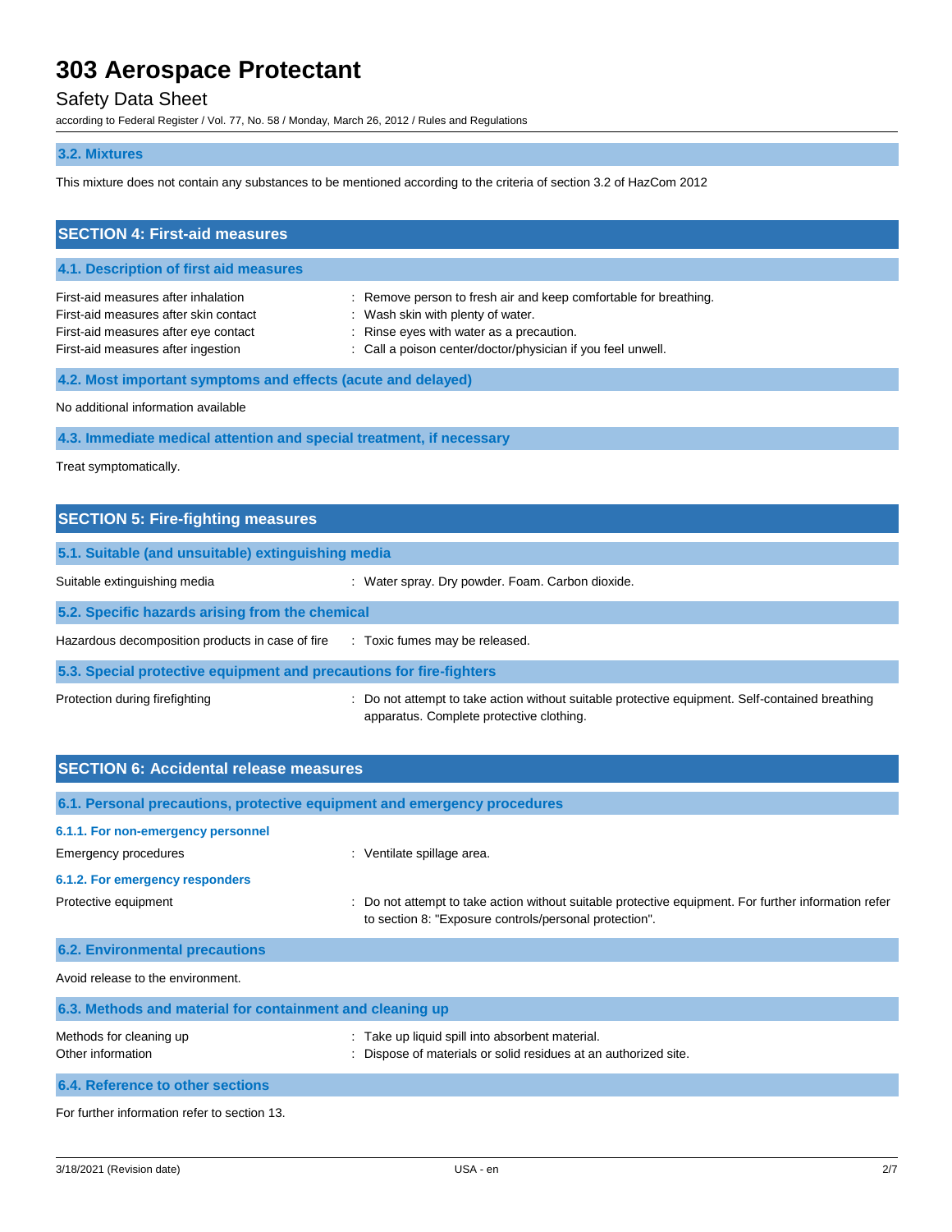### 3.2. Mixtures

This mixture does not contain any substances to be mentioned according to the criteria of section 3.2 of HazCom 2012

## SECTION 4: First-aid measures

### 4.1. Description of first aid measures

| | |
|---|---|
| First-aid measures after inhalation | : Remove person to fresh air and keep comfortable for breathing. |
| First-aid measures after skin contact | : Wash skin with plenty of water. |
| First-aid measures after eye contact | : Rinse eyes with water as a precaution. |
| First-aid measures after ingestion | : Call a poison center/doctor/physician if you feel unwell. |

### 4.2. Most important symptoms and effects (acute and delayed)

No additional information available

### 4.3. Immediate medical attention and special treatment, if necessary

Treat symptomatically.

## SECTION 5: Fire-fighting measures

### 5.1. Suitable (and unsuitable) extinguishing media

| | |
|---|---|
| Suitable extinguishing media | : Water spray. Dry powder. Foam. Carbon dioxide. |

### 5.2. Specific hazards arising from the chemical

| | |
|---|---|
| Hazardous decomposition products in case of fire | : Toxic fumes may be released. |

### 5.3. Special protective equipment and precautions for fire-fighters

| | |
|---|---|
| Protection during firefighting | : Do not attempt to take action without suitable protective equipment. Self-contained breathing apparatus. Complete protective clothing. |

## SECTION 6: Accidental release measures

### 6.1. Personal precautions, protective equipment and emergency procedures

#### 6.1.1. For non-emergency personnel

| | |
|---|---|
| Emergency procedures | : Ventilate spillage area. |

#### 6.1.2. For emergency responders

| | |
|---|---|
| Protective equipment | : Do not attempt to take action without suitable protective equipment. For further information refer to section 8: "Exposure controls/personal protection". |

### 6.2. Environmental precautions

Avoid release to the environment.

### 6.3. Methods and material for containment and cleaning up

| | |
|---|---|
| Methods for cleaning up | : Take up liquid spill into absorbent material. |
| Other information | : Dispose of materials or solid residues at an authorized site. |

### 6.4. Reference to other sections

For further information refer to section 13.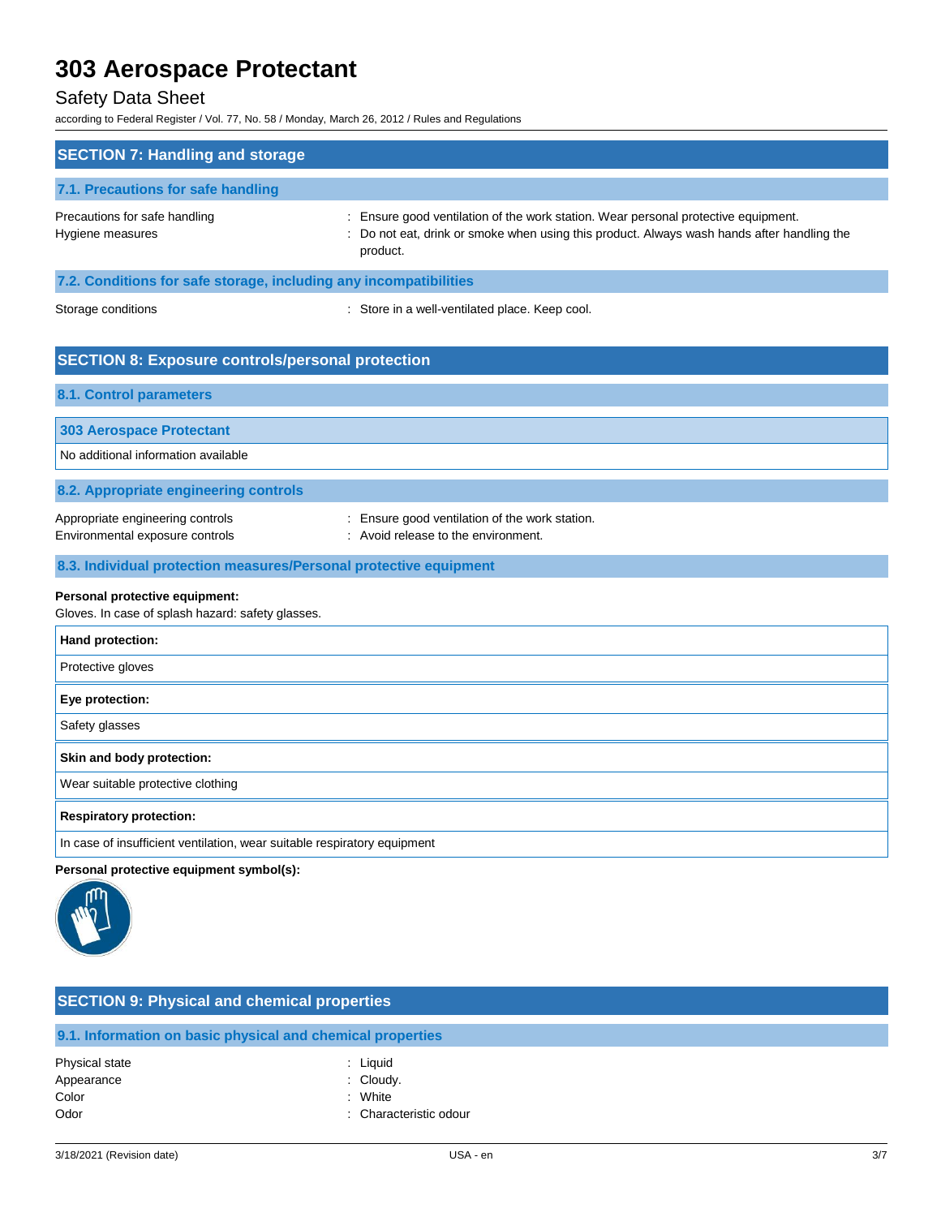## SECTION 7: Handling and storage

### 7.1. Precautions for safe handling

| | |
|---|---|
| Precautions for safe handling | : Ensure good ventilation of the work station. Wear personal protective equipment. |
| Hygiene measures | : Do not eat, drink or smoke when using this product. Always wash hands after handling the product. |

### 7.2. Conditions for safe storage, including any incompatibilities

| | |
|---|---|
| Storage conditions | : Store in a well-ventilated place. Keep cool. |

## SECTION 8: Exposure controls/personal protection

### 8.1. Control parameters

| 303 Aerospace Protectant |
|---|
| No additional information available |

### 8.2. Appropriate engineering controls

| | |
|---|---|
| Appropriate engineering controls | : Ensure good ventilation of the work station. |
| Environmental exposure controls | : Avoid release to the environment. |

### 8.3. Individual protection measures/Personal protective equipment

**Personal protective equipment:**

Gloves. In case of splash hazard: safety glasses.

| **Hand protection:** |
|---|
| Protective gloves |

| **Eye protection:** |
|---|
| Safety glasses |

| **Skin and body protection:** |
|---|
| Wear suitable protective clothing |

| **Respiratory protection:** |
|---|
| In case of insufficient ventilation, wear suitable respiratory equipment |

**Personal protective equipment symbol(s):**

## SECTION 9: Physical and chemical properties

### 9.1. Information on basic physical and chemical properties

| | |
|---|---|
| Physical state | : Liquid |
| Appearance | : Cloudy. |
| Color | : White |
| Odor | : Characteristic odour |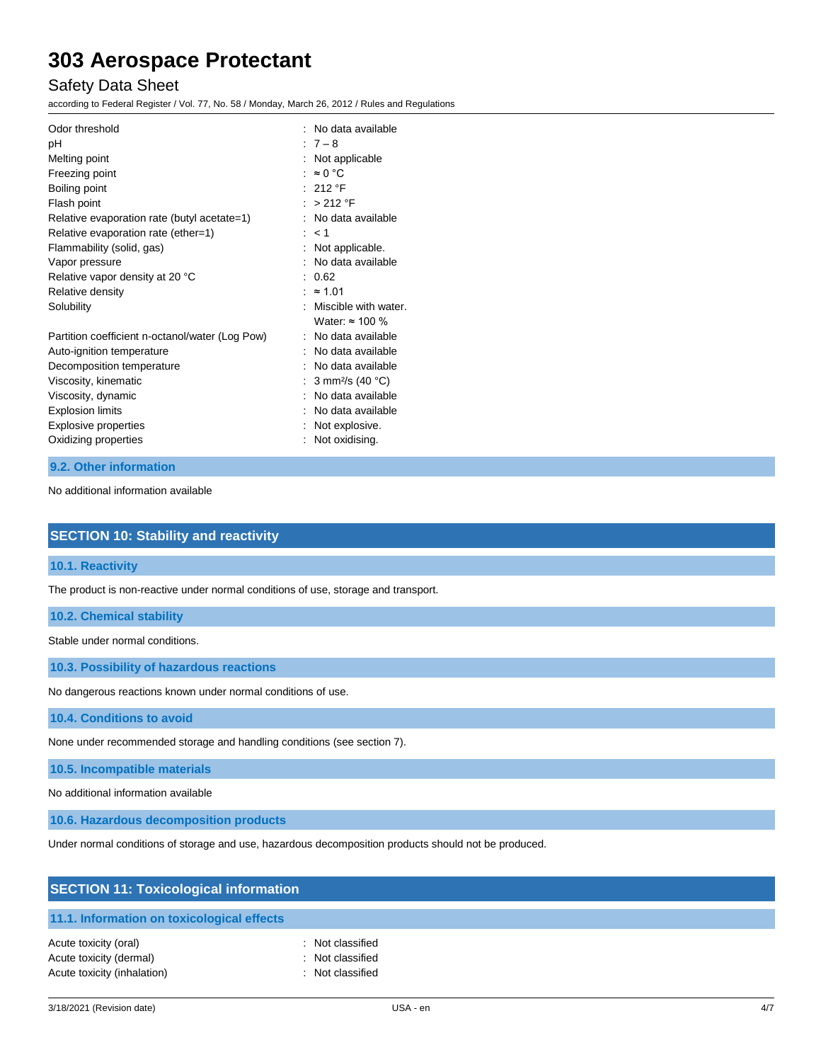| | | |
|---|---|---|
| Odor threshold | : | No data available |
| pH | : | 7 – 8 |
| Melting point | : | Not applicable |
| Freezing point | : | ≈ 0 °C |
| Boiling point | : | 212 °F |
| Flash point | : | > 212 °F |
| Relative evaporation rate (butyl acetate=1) | : | No data available |
| Relative evaporation rate (ether=1) | : | < 1 |
| Flammability (solid, gas) | : | Not applicable. |
| Vapor pressure | : | No data available |
| Relative vapor density at 20 °C | : | 0.62 |
| Relative density | : | ≈ 1.01 |
| Solubility | : | Miscible with water. Water: ≈ 100 % |
| Partition coefficient n-octanol/water (Log Pow) | : | No data available |
| Auto-ignition temperature | : | No data available |
| Decomposition temperature | : | No data available |
| Viscosity, kinematic | : | 3 $mm^2/s$ (40 °C) |
| Viscosity, dynamic | : | No data available |
| Explosion limits | : | No data available |
| Explosive properties | : | Not explosive. |
| Oxidizing properties | : | Not oxidising. |

### 9.2. Other information

No additional information available

## SECTION 10: Stability and reactivity

### 10.1. Reactivity

The product is non-reactive under normal conditions of use, storage and transport.

### 10.2. Chemical stability

Stable under normal conditions.

### 10.3. Possibility of hazardous reactions

No dangerous reactions known under normal conditions of use.

### 10.4. Conditions to avoid

None under recommended storage and handling conditions (see section 7).

### 10.5. Incompatible materials

No additional information available

### 10.6. Hazardous decomposition products

Under normal conditions of storage and use, hazardous decomposition products should not be produced.

## SECTION 11: Toxicological information

### 11.1. Information on toxicological effects

| | | |
|---|---|---|
| Acute toxicity (oral) | : | Not classified |
| Acute toxicity (dermal) | : | Not classified |
| Acute toxicity (inhalation) | : | Not classified |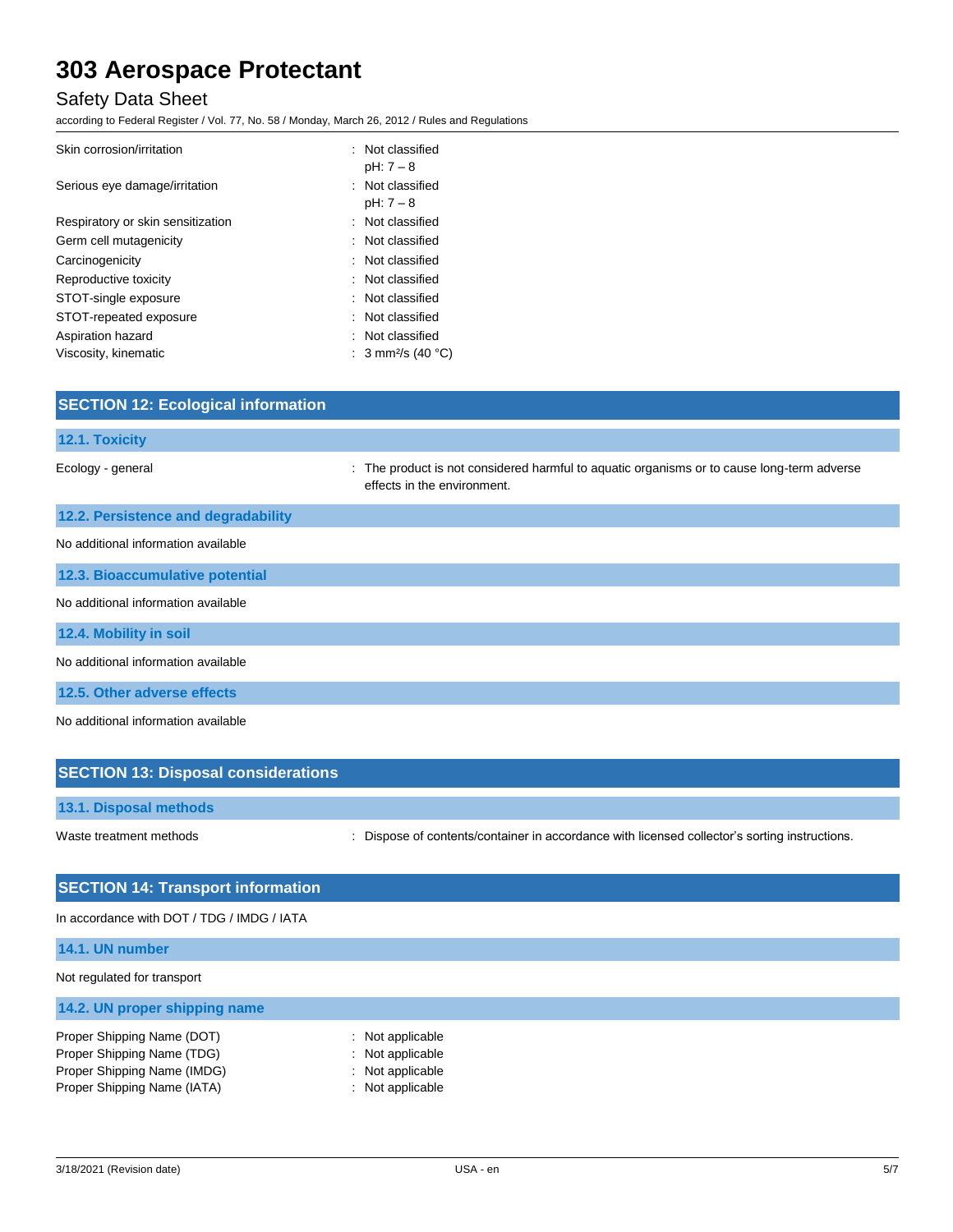| | |
|---|---|
| Skin corrosion/irritation | : Not classified<br>pH: 7 – 8 |
| Serious eye damage/irritation | : Not classified<br>pH: 7 – 8 |
| Respiratory or skin sensitization | : Not classified |
| Germ cell mutagenicity | : Not classified |
| Carcinogenicity | : Not classified |
| Reproductive toxicity | : Not classified |
| STOT-single exposure | : Not classified |
| STOT-repeated exposure | : Not classified |
| Aspiration hazard | : Not classified |
| Viscosity, kinematic | : 3 $mm^2/s$ (40 °C) |

## SECTION 12: Ecological information

### 12.1. Toxicity

Ecology - general : The product is not considered harmful to aquatic organisms or to cause long-term adverse effects in the environment.

### 12.2. Persistence and degradability

No additional information available

### 12.3. Bioaccumulative potential

No additional information available

### 12.4. Mobility in soil

No additional information available

### 12.5. Other adverse effects

No additional information available

## SECTION 13: Disposal considerations

### 13.1. Disposal methods

Waste treatment methods : Dispose of contents/container in accordance with licensed collector's sorting instructions.

## SECTION 14: Transport information

In accordance with DOT / TDG / IMDG / IATA

### 14.1. UN number

Not regulated for transport

### 14.2. UN proper shipping name

| | |
|---|---|
| Proper Shipping Name (DOT) | : Not applicable |
| Proper Shipping Name (TDG) | : Not applicable |
| Proper Shipping Name (IMDG) | : Not applicable |
| Proper Shipping Name (IATA) | : Not applicable |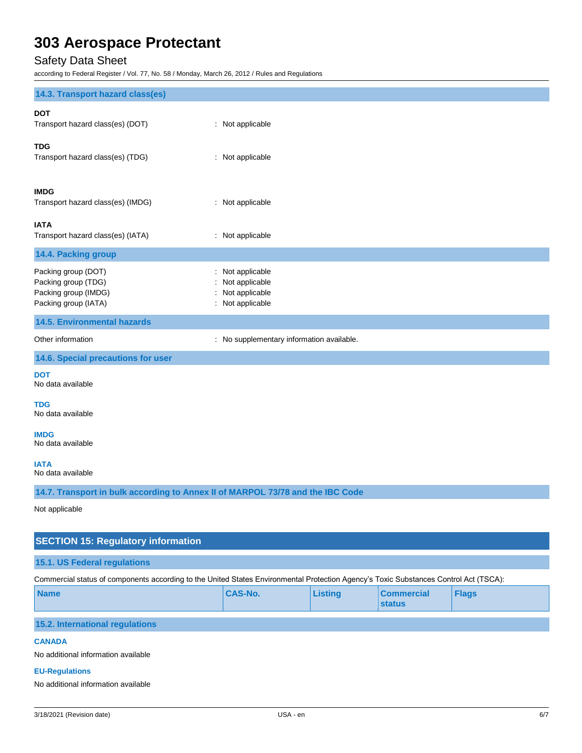### 14.3. Transport hazard class(es)

**DOT**

Transport hazard class(es) (DOT) : Not applicable

**TDG**

Transport hazard class(es) (TDG) : Not applicable

**IMDG**

Transport hazard class(es) (IMDG) : Not applicable

**IATA**

Transport hazard class(es) (IATA) : Not applicable

### 14.4. Packing group

Packing group (DOT) : Not applicable
Packing group (TDG) : Not applicable
Packing group (IMDG) : Not applicable
Packing group (IATA) : Not applicable

### 14.5. Environmental hazards

Other information : No supplementary information available.

### 14.6. Special precautions for user

**DOT**

No data available

**TDG**

No data available

**IMDG**

No data available

**IATA**

No data available

### 14.7. Transport in bulk according to Annex II of MARPOL 73/78 and the IBC Code

Not applicable

## SECTION 15: Regulatory information

### 15.1. US Federal regulations

Commercial status of components according to the United States Environmental Protection Agency's Toxic Substances Control Act (TSCA):

| Name | CAS-No. | Listing | Commercial status | Flags |
|---|---|---|---|---|

### 15.2. International regulations

**CANADA**

No additional information available

**EU-Regulations**

No additional information available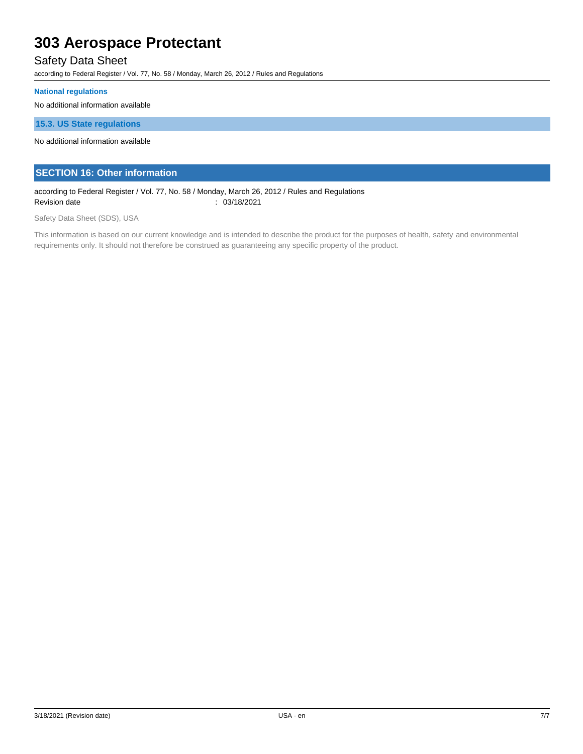**National regulations**

No additional information available

### 15.3. US State regulations

No additional information available

## SECTION 16: Other information

according to Federal Register / Vol. 77, No. 58 / Monday, March 26, 2012 / Rules and Regulations

Revision date : 03/18/2021

Safety Data Sheet (SDS), USA

This information is based on our current knowledge and is intended to describe the product for the purposes of health, safety and environmental requirements only. It should not therefore be construed as guaranteeing any specific property of the product.